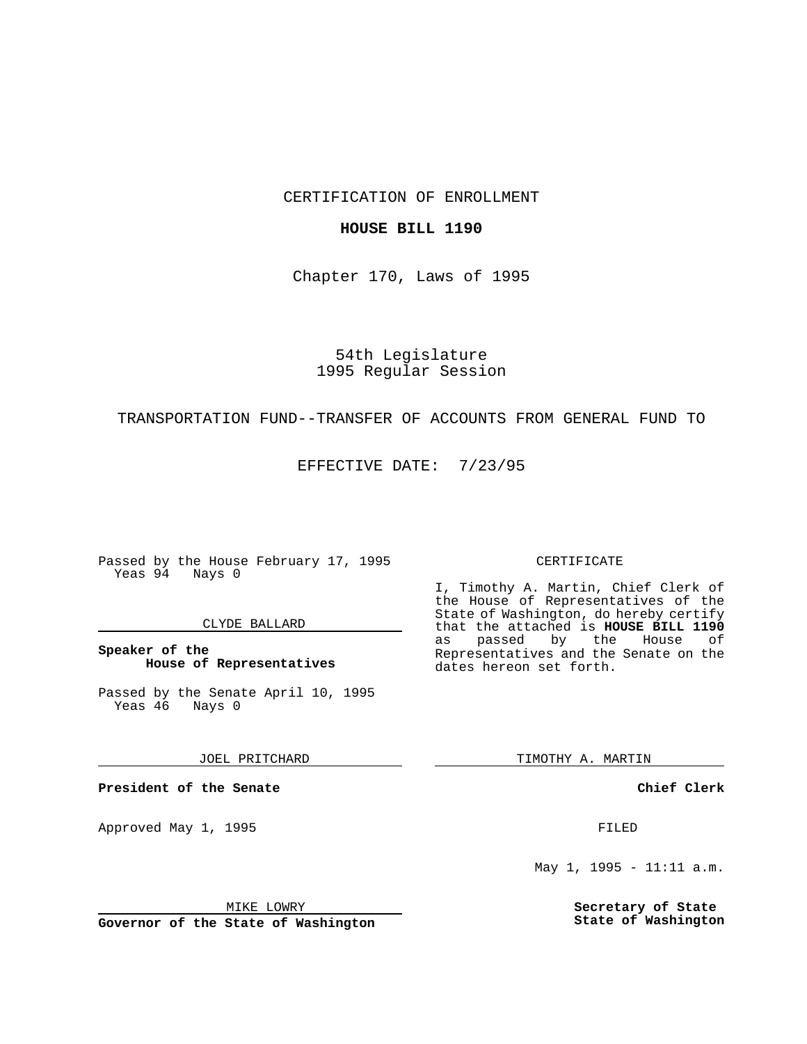CERTIFICATION OF ENROLLMENT

**HOUSE BILL 1190**

Chapter 170, Laws of 1995

54th Legislature
1995 Regular Session

TRANSPORTATION FUND--TRANSFER OF ACCOUNTS FROM GENERAL FUND TO

EFFECTIVE DATE: 7/23/95

Passed by the House February 17, 1995
Yeas 94 Nays 0

CLYDE BALLARD

**Speaker of the House of Representatives**

Passed by the Senate April 10, 1995
Yeas 46 Nays 0

JOEL PRITCHARD

**President of the Senate**

Approved May 1, 1995

MIKE LOWRY

**Governor of the State of Washington**

CERTIFICATE

I, Timothy A. Martin, Chief Clerk of the House of Representatives of the State of Washington, do hereby certify that the attached is **HOUSE BILL 1190** as passed by the House of Representatives and the Senate on the dates hereon set forth.

TIMOTHY A. MARTIN

**Chief Clerk**

FILED

May 1, 1995 - 11:11 a.m.

**Secretary of State
State of Washington**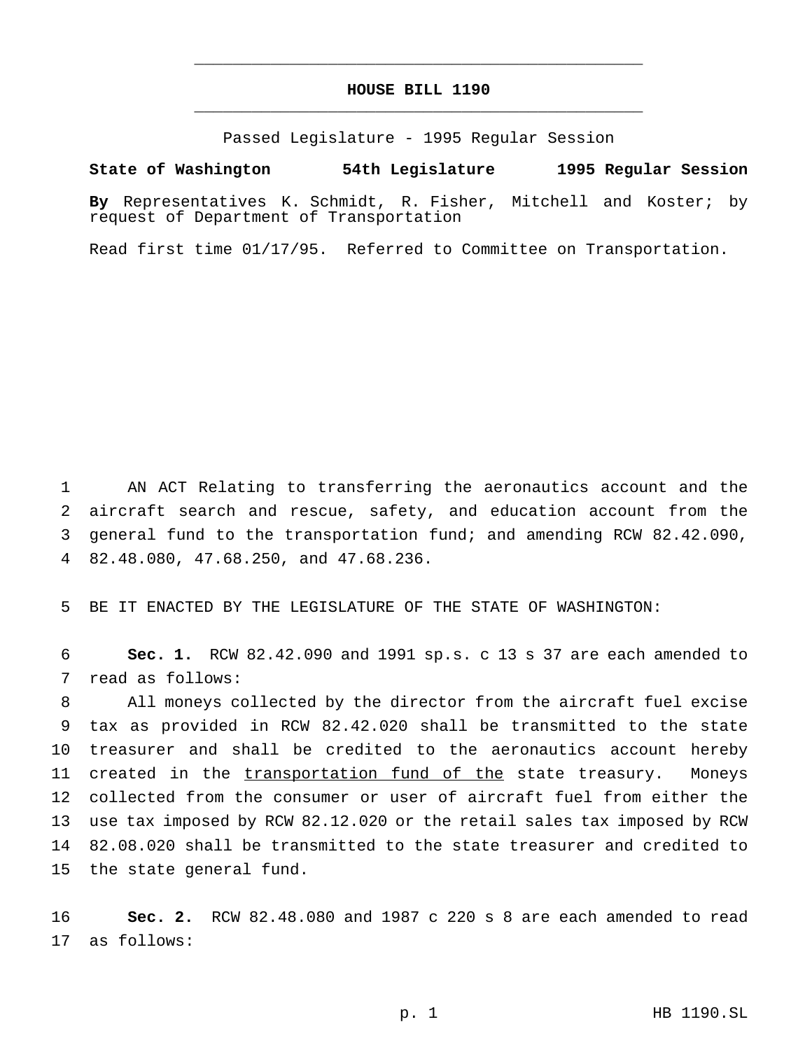# HOUSE BILL 1190

Passed Legislature - 1995 Regular Session

**State of Washington 54th Legislature 1995 Regular Session**

**By** Representatives K. Schmidt, R. Fisher, Mitchell and Koster; by request of Department of Transportation

Read first time 01/17/95. Referred to Committee on Transportation.

AN ACT Relating to transferring the aeronautics account and the aircraft search and rescue, safety, and education account from the general fund to the transportation fund; and amending RCW 82.42.090, 82.48.080, 47.68.250, and 47.68.236.

BE IT ENACTED BY THE LEGISLATURE OF THE STATE OF WASHINGTON:

**Sec. 1.** RCW 82.42.090 and 1991 sp.s. c 13 s 37 are each amended to read as follows:

All moneys collected by the director from the aircraft fuel excise tax as provided in RCW 82.42.020 shall be transmitted to the state treasurer and shall be credited to the aeronautics account hereby created in the <u>transportation fund of the</u> state treasury. Moneys collected from the consumer or user of aircraft fuel from either the use tax imposed by RCW 82.12.020 or the retail sales tax imposed by RCW 82.08.020 shall be transmitted to the state treasurer and credited to the state general fund.

**Sec. 2.** RCW 82.48.080 and 1987 c 220 s 8 are each amended to read as follows: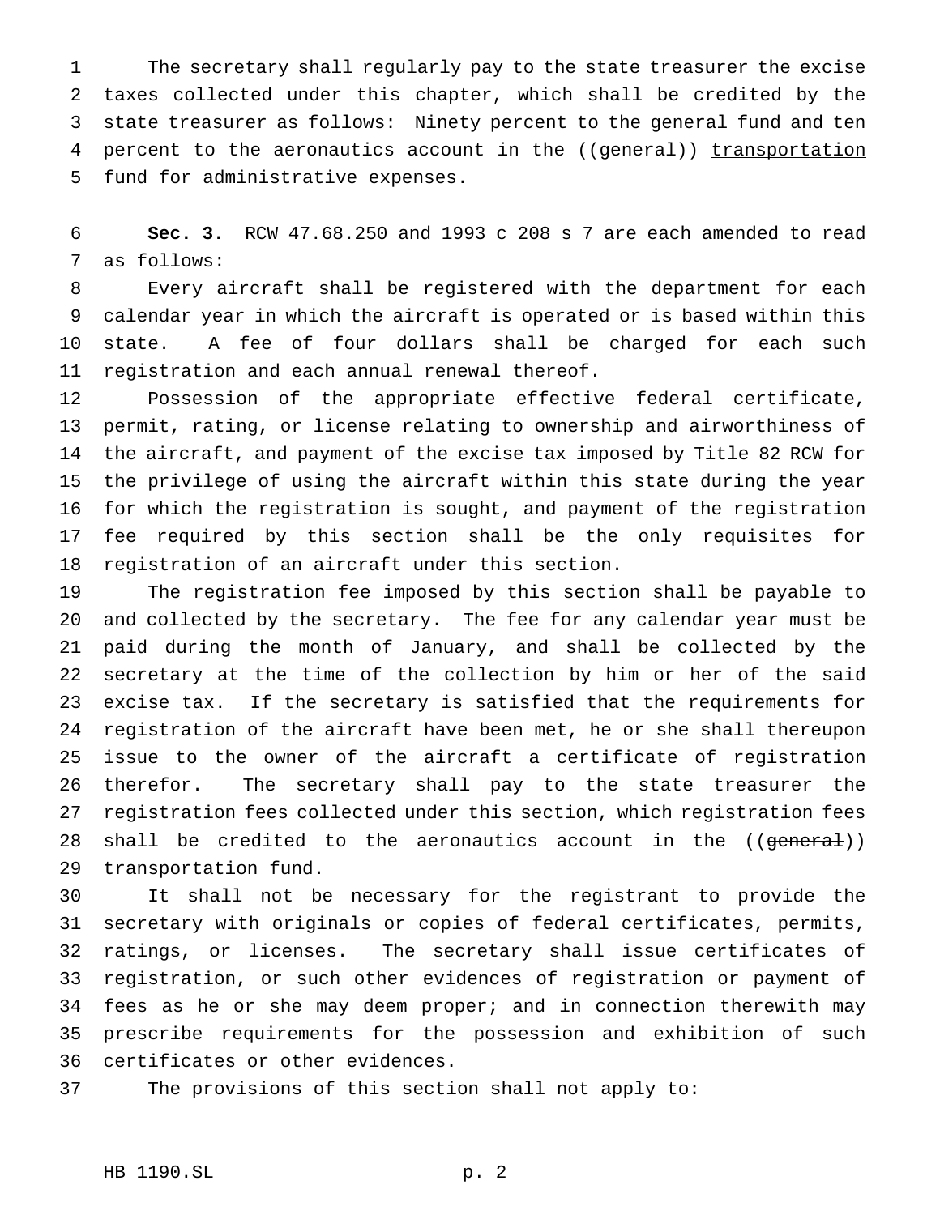The secretary shall regularly pay to the state treasurer the excise taxes collected under this chapter, which shall be credited by the state treasurer as follows: Ninety percent to the general fund and ten percent to the aeronautics account in the ((~~general~~)) <u>transportation</u> fund for administrative expenses.

**Sec. 3.** RCW 47.68.250 and 1993 c 208 s 7 are each amended to read as follows:

Every aircraft shall be registered with the department for each calendar year in which the aircraft is operated or is based within this state. A fee of four dollars shall be charged for each such registration and each annual renewal thereof.

Possession of the appropriate effective federal certificate, permit, rating, or license relating to ownership and airworthiness of the aircraft, and payment of the excise tax imposed by Title 82 RCW for the privilege of using the aircraft within this state during the year for which the registration is sought, and payment of the registration fee required by this section shall be the only requisites for registration of an aircraft under this section.

The registration fee imposed by this section shall be payable to and collected by the secretary. The fee for any calendar year must be paid during the month of January, and shall be collected by the secretary at the time of the collection by him or her of the said excise tax. If the secretary is satisfied that the requirements for registration of the aircraft have been met, he or she shall thereupon issue to the owner of the aircraft a certificate of registration therefor. The secretary shall pay to the state treasurer the registration fees collected under this section, which registration fees shall be credited to the aeronautics account in the ((~~general~~)) <u>transportation</u> fund.

It shall not be necessary for the registrant to provide the secretary with originals or copies of federal certificates, permits, ratings, or licenses. The secretary shall issue certificates of registration, or such other evidences of registration or payment of fees as he or she may deem proper; and in connection therewith may prescribe requirements for the possession and exhibition of such certificates or other evidences.

The provisions of this section shall not apply to: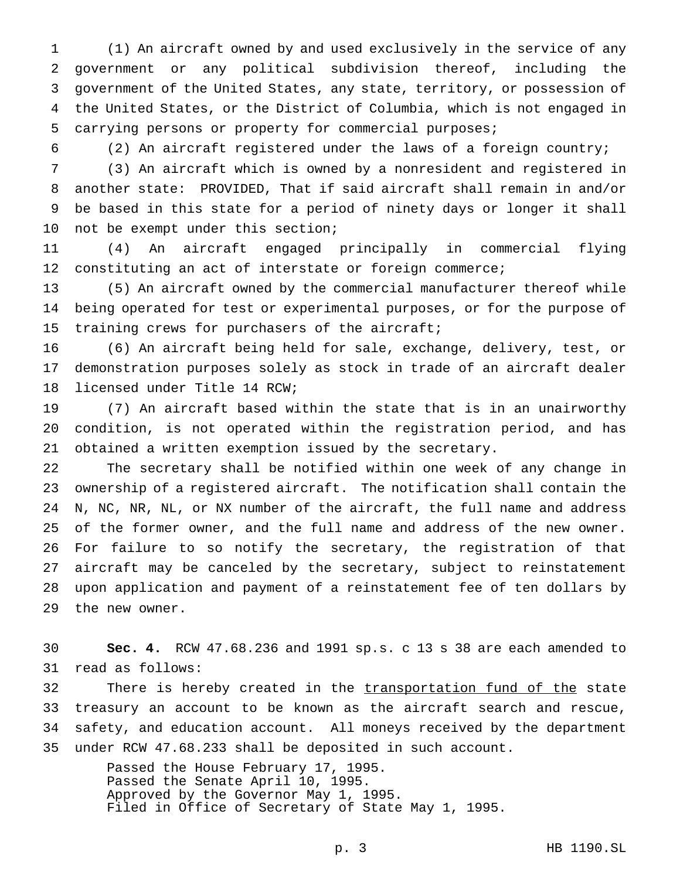(1) An aircraft owned by and used exclusively in the service of any government or any political subdivision thereof, including the government of the United States, any state, territory, or possession of the United States, or the District of Columbia, which is not engaged in carrying persons or property for commercial purposes;

(2) An aircraft registered under the laws of a foreign country;

(3) An aircraft which is owned by a nonresident and registered in another state: PROVIDED, That if said aircraft shall remain in and/or be based in this state for a period of ninety days or longer it shall not be exempt under this section;

(4) An aircraft engaged principally in commercial flying constituting an act of interstate or foreign commerce;

(5) An aircraft owned by the commercial manufacturer thereof while being operated for test or experimental purposes, or for the purpose of training crews for purchasers of the aircraft;

(6) An aircraft being held for sale, exchange, delivery, test, or demonstration purposes solely as stock in trade of an aircraft dealer licensed under Title 14 RCW;

(7) An aircraft based within the state that is in an unairworthy condition, is not operated within the registration period, and has obtained a written exemption issued by the secretary.

The secretary shall be notified within one week of any change in ownership of a registered aircraft. The notification shall contain the N, NC, NR, NL, or NX number of the aircraft, the full name and address of the former owner, and the full name and address of the new owner. For failure to so notify the secretary, the registration of that aircraft may be canceled by the secretary, subject to reinstatement upon application and payment of a reinstatement fee of ten dollars by the new owner.

**Sec. 4.** RCW 47.68.236 and 1991 sp.s. c 13 s 38 are each amended to read as follows:

There is hereby created in the <u>transportation fund of the</u> state treasury an account to be known as the aircraft search and rescue, safety, and education account. All moneys received by the department under RCW 47.68.233 shall be deposited in such account.

Passed the House February 17, 1995.
Passed the Senate April 10, 1995.
Approved by the Governor May 1, 1995.
Filed in Office of Secretary of State May 1, 1995.